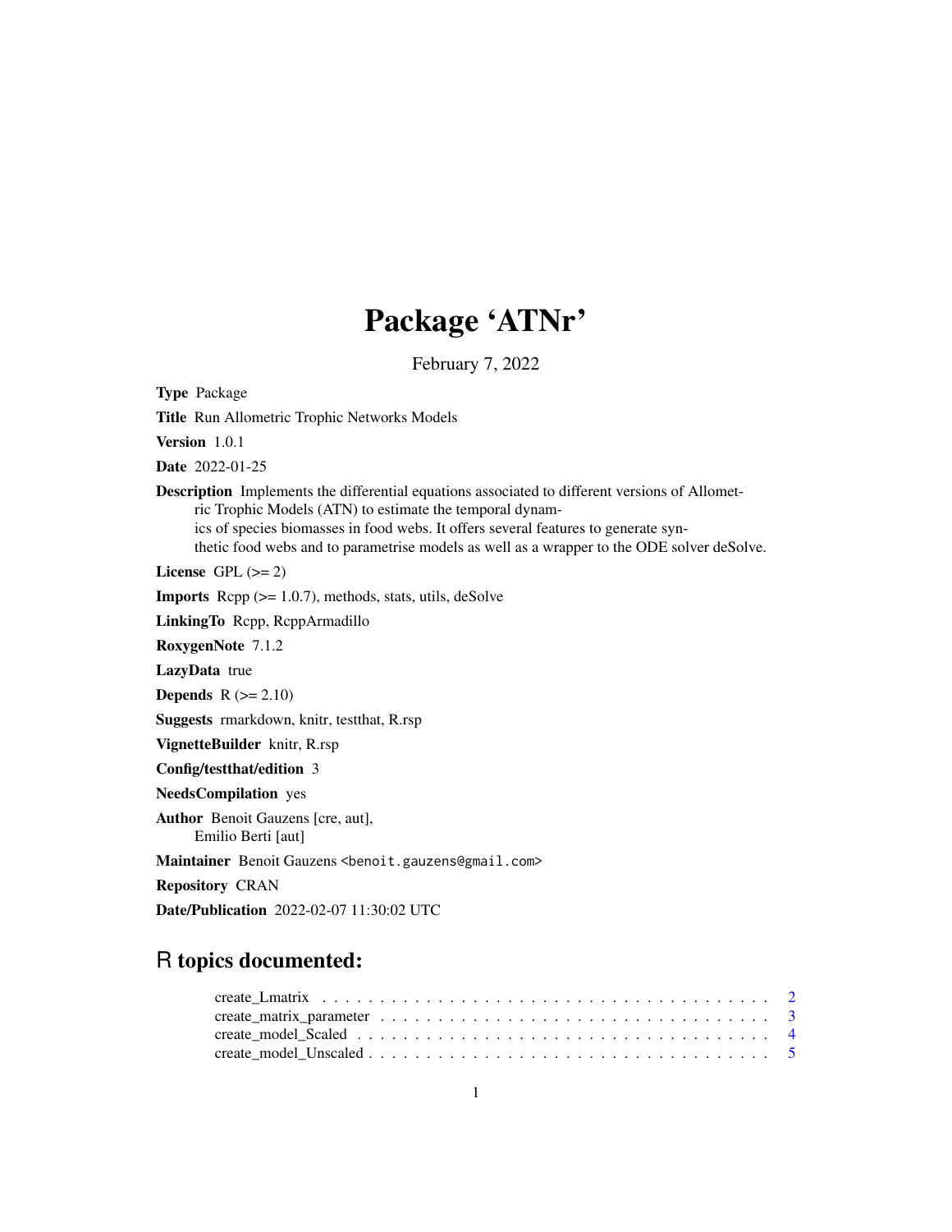# Package 'ATNr'

February 7, 2022

**Type** Package

**Title** Run Allometric Trophic Networks Models

**Version** 1.0.1

**Date** 2022-01-25

**Description** Implements the differential equations associated to different versions of Allometric Trophic Models (ATN) to estimate the temporal dynamics of species biomasses in food webs. It offers several features to generate synthetic food webs and to parametrise models as well as a wrapper to the ODE solver deSolve.

**License** GPL (>= 2)

**Imports** Rcpp (>= 1.0.7), methods, stats, utils, deSolve

**LinkingTo** Rcpp, RcppArmadillo

**RoxygenNote** 7.1.2

**LazyData** true

**Depends** R (>= 2.10)

**Suggests** rmarkdown, knitr, testthat, R.rsp

**VignetteBuilder** knitr, R.rsp

**Config/testthat/edition** 3

**NeedsCompilation** yes

**Author** Benoit Gauzens [cre, aut],
Emilio Berti [aut]

**Maintainer** Benoit Gauzens <benoit.gauzens@gmail.com>

**Repository** CRAN

**Date/Publication** 2022-02-07 11:30:02 UTC

## R topics documented:

- create_Lmatrix . . . . . . . . . . . . . . . . . . . . . . . . . . . . . . . . . . . . . . 2
- create_matrix_parameter . . . . . . . . . . . . . . . . . . . . . . . . . . . . . . . . . 3
- create_model_Scaled . . . . . . . . . . . . . . . . . . . . . . . . . . . . . . . . . . . 4
- create_model_Unscaled . . . . . . . . . . . . . . . . . . . . . . . . . . . . . . . . . . 5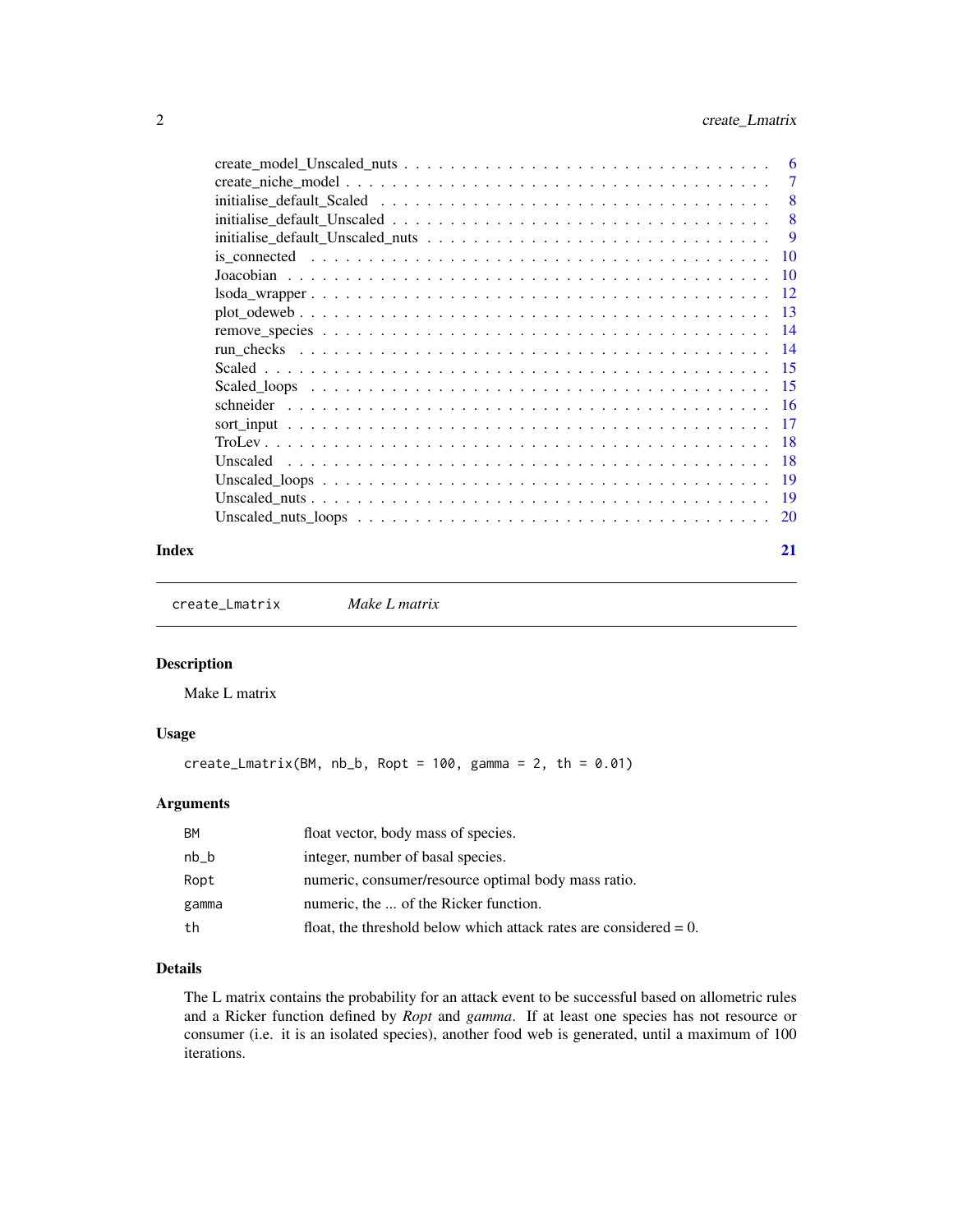create_model_Unscaled_nuts . . . . . . . . . . . . . . . . . . . . . . . . . . . . . . 6
create_niche_model . . . . . . . . . . . . . . . . . . . . . . . . . . . . . . . . . . 7
initialise_default_Scaled . . . . . . . . . . . . . . . . . . . . . . . . . . . . . . . 8
initialise_default_Unscaled . . . . . . . . . . . . . . . . . . . . . . . . . . . . . . 8
initialise_default_Unscaled_nuts . . . . . . . . . . . . . . . . . . . . . . . . . . . 9
is_connected . . . . . . . . . . . . . . . . . . . . . . . . . . . . . . . . . . . . . 10
Joacobian . . . . . . . . . . . . . . . . . . . . . . . . . . . . . . . . . . . . . . . 10
lsoda_wrapper . . . . . . . . . . . . . . . . . . . . . . . . . . . . . . . . . . . . 12
plot_odeweb . . . . . . . . . . . . . . . . . . . . . . . . . . . . . . . . . . . . . 13
remove_species . . . . . . . . . . . . . . . . . . . . . . . . . . . . . . . . . . . . 14
run_checks . . . . . . . . . . . . . . . . . . . . . . . . . . . . . . . . . . . . . . 14
Scaled . . . . . . . . . . . . . . . . . . . . . . . . . . . . . . . . . . . . . . . . 15
Scaled_loops . . . . . . . . . . . . . . . . . . . . . . . . . . . . . . . . . . . . . 15
schneider . . . . . . . . . . . . . . . . . . . . . . . . . . . . . . . . . . . . . . . 16
sort_input . . . . . . . . . . . . . . . . . . . . . . . . . . . . . . . . . . . . . . 17
TroLev . . . . . . . . . . . . . . . . . . . . . . . . . . . . . . . . . . . . . . . . 18
Unscaled . . . . . . . . . . . . . . . . . . . . . . . . . . . . . . . . . . . . . . . 18
Unscaled_loops . . . . . . . . . . . . . . . . . . . . . . . . . . . . . . . . . . . . 19
Unscaled_nuts . . . . . . . . . . . . . . . . . . . . . . . . . . . . . . . . . . . . . 19
Unscaled_nuts_loops . . . . . . . . . . . . . . . . . . . . . . . . . . . . . . . . . 20

**Index** 21

---

## create_Lmatrix — *Make L matrix*

### Description

Make L matrix

### Usage

```
create_Lmatrix(BM, nb_b, Ropt = 100, gamma = 2, th = 0.01)
```

### Arguments

| | |
|---|---|
| BM | float vector, body mass of species. |
| nb_b | integer, number of basal species. |
| Ropt | numeric, consumer/resource optimal body mass ratio. |
| gamma | numeric, the ... of the Ricker function. |
| th | float, the threshold below which attack rates are considered = 0. |

### Details

The L matrix contains the probability for an attack event to be successful based on allometric rules and a Ricker function defined by *Ropt* and *gamma*. If at least one species has not resource or consumer (i.e. it is an isolated species), another food web is generated, until a maximum of 100 iterations.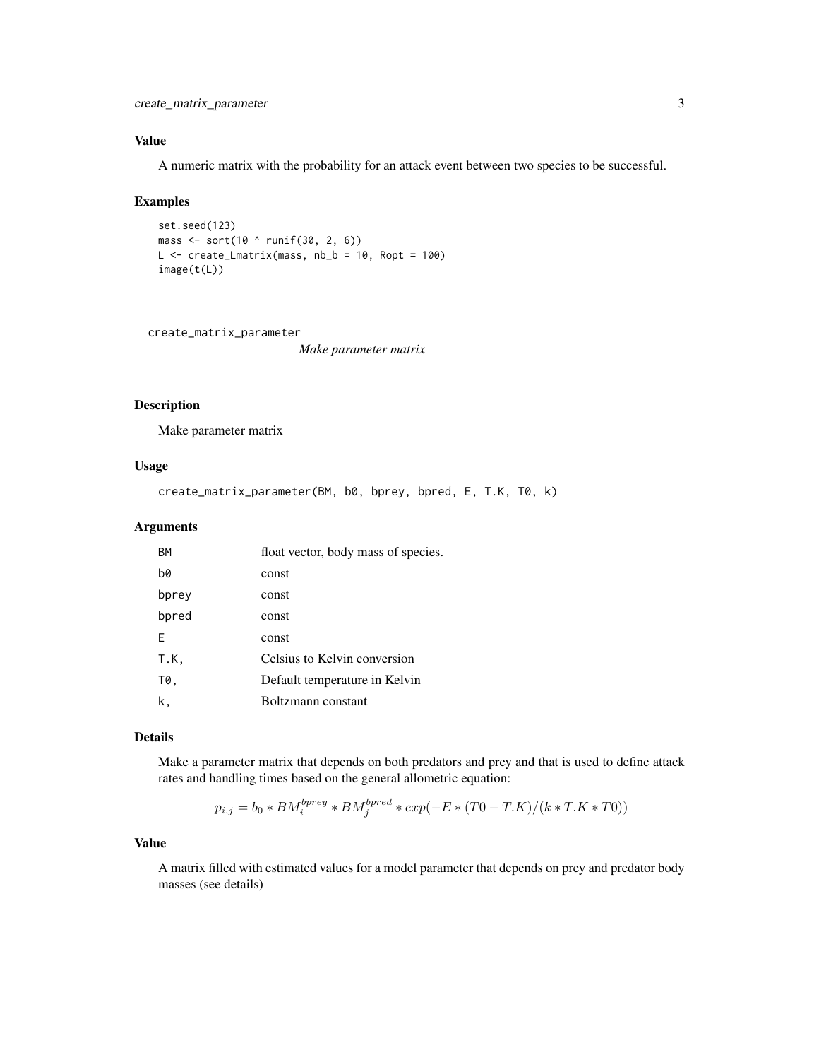## Value

A numeric matrix with the probability for an attack event between two species to be successful.

## Examples

```
set.seed(123)
mass <- sort(10 ^ runif(30, 2, 6))
L <- create_Lmatrix(mass, nb_b = 10, Ropt = 100)
image(t(L))
```

---

# create_matrix_parameter    *Make parameter matrix*

---

## Description

Make parameter matrix

## Usage

```
create_matrix_parameter(BM, b0, bprey, bpred, E, T.K, T0, k)
```

## Arguments

| | |
|---|---|
| BM | float vector, body mass of species. |
| b0 | const |
| bprey | const |
| bpred | const |
| E | const |
| T.K, | Celsius to Kelvin conversion |
| T0, | Default temperature in Kelvin |
| k, | Boltzmann constant |

## Details

Make a parameter matrix that depends on both predators and prey and that is used to define attack rates and handling times based on the general allometric equation:

$$p_{i,j} = b_0 * BM_i^{bprey} * BM_j^{bpred} * exp(-E * (T0 - T.K)/(k * T.K * T0))$$

## Value

A matrix filled with estimated values for a model parameter that depends on prey and predator body masses (see details)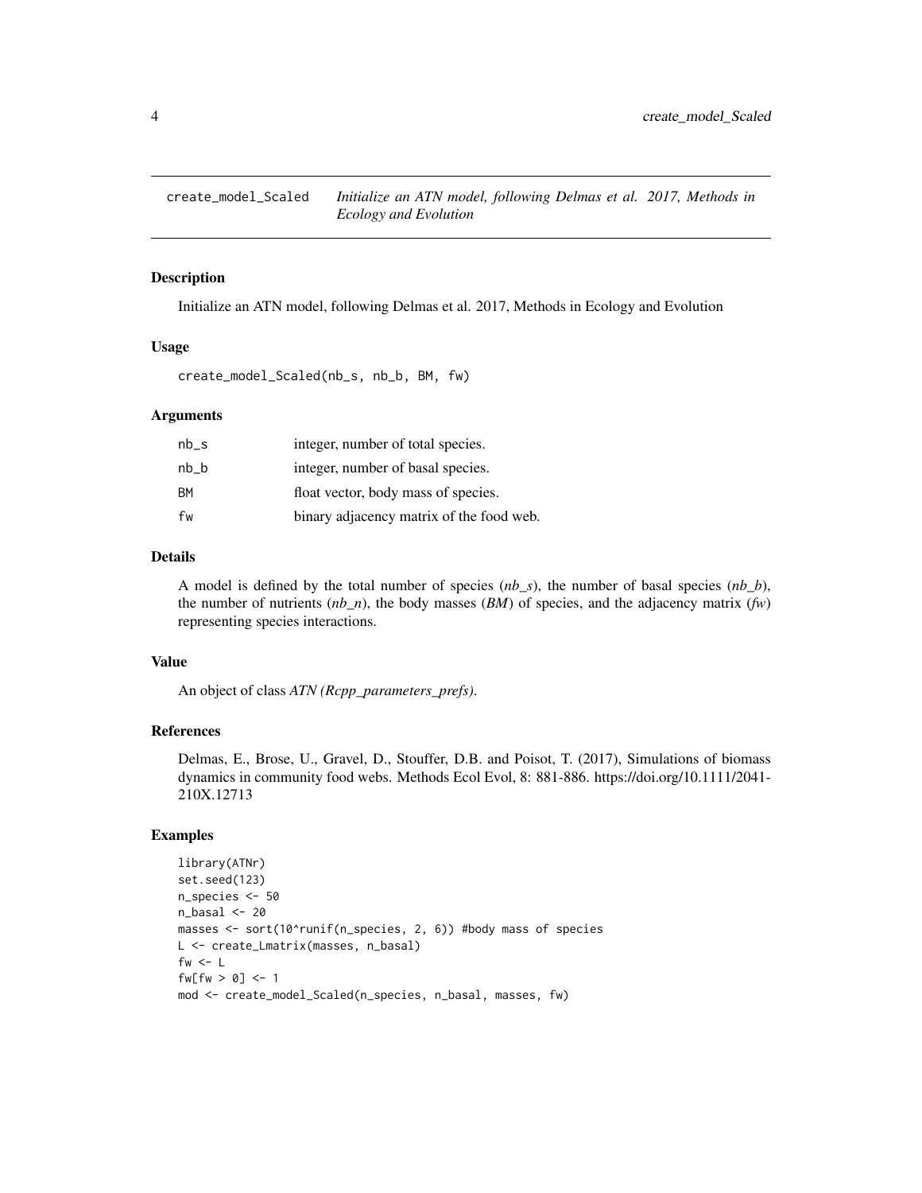# create_model_Scaled

*Initialize an ATN model, following Delmas et al. 2017, Methods in Ecology and Evolution*

## Description

Initialize an ATN model, following Delmas et al. 2017, Methods in Ecology and Evolution

## Usage

```
create_model_Scaled(nb_s, nb_b, BM, fw)
```

## Arguments

| | |
|---|---|
| nb_s | integer, number of total species. |
| nb_b | integer, number of basal species. |
| BM | float vector, body mass of species. |
| fw | binary adjacency matrix of the food web. |

## Details

A model is defined by the total number of species (*nb_s*), the number of basal species (*nb_b*), the number of nutrients (*nb_n*), the body masses (*BM*) of species, and the adjacency matrix (*fw*) representing species interactions.

## Value

An object of class *ATN (Rcpp_parameters_prefs)*.

## References

Delmas, E., Brose, U., Gravel, D., Stouffer, D.B. and Poisot, T. (2017), Simulations of biomass dynamics in community food webs. Methods Ecol Evol, 8: 881-886. https://doi.org/10.1111/2041-210X.12713

## Examples

```
library(ATNr)
set.seed(123)
n_species <- 50
n_basal <- 20
masses <- sort(10^runif(n_species, 2, 6)) #body mass of species
L <- create_Lmatrix(masses, n_basal)
fw <- L
fw[fw > 0] <- 1
mod <- create_model_Scaled(n_species, n_basal, masses, fw)
```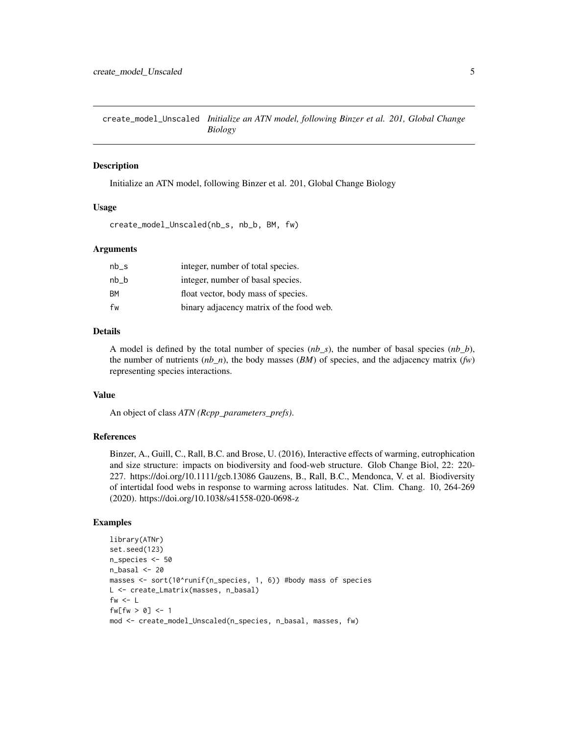create_model_Unscaled *Initialize an ATN model, following Binzer et al. 201, Global Change Biology*

## Description

Initialize an ATN model, following Binzer et al. 201, Global Change Biology

## Usage

```
create_model_Unscaled(nb_s, nb_b, BM, fw)
```

## Arguments

| | |
|---|---|
| nb_s | integer, number of total species. |
| nb_b | integer, number of basal species. |
| BM | float vector, body mass of species. |
| fw | binary adjacency matrix of the food web. |

## Details

A model is defined by the total number of species (*nb_s*), the number of basal species (*nb_b*), the number of nutrients (*nb_n*), the body masses (*BM*) of species, and the adjacency matrix (*fw*) representing species interactions.

## Value

An object of class *ATN (Rcpp_parameters_prefs)*.

## References

Binzer, A., Guill, C., Rall, B.C. and Brose, U. (2016), Interactive effects of warming, eutrophication and size structure: impacts on biodiversity and food-web structure. Glob Change Biol, 22: 220-227. https://doi.org/10.1111/gcb.13086 Gauzens, B., Rall, B.C., Mendonca, V. et al. Biodiversity of intertidal food webs in response to warming across latitudes. Nat. Clim. Chang. 10, 264-269 (2020). https://doi.org/10.1038/s41558-020-0698-z

## Examples

```
library(ATNr)
set.seed(123)
n_species <- 50
n_basal <- 20
masses <- sort(10^runif(n_species, 1, 6)) #body mass of species
L <- create_Lmatrix(masses, n_basal)
fw <- L
fw[fw > 0] <- 1
mod <- create_model_Unscaled(n_species, n_basal, masses, fw)
```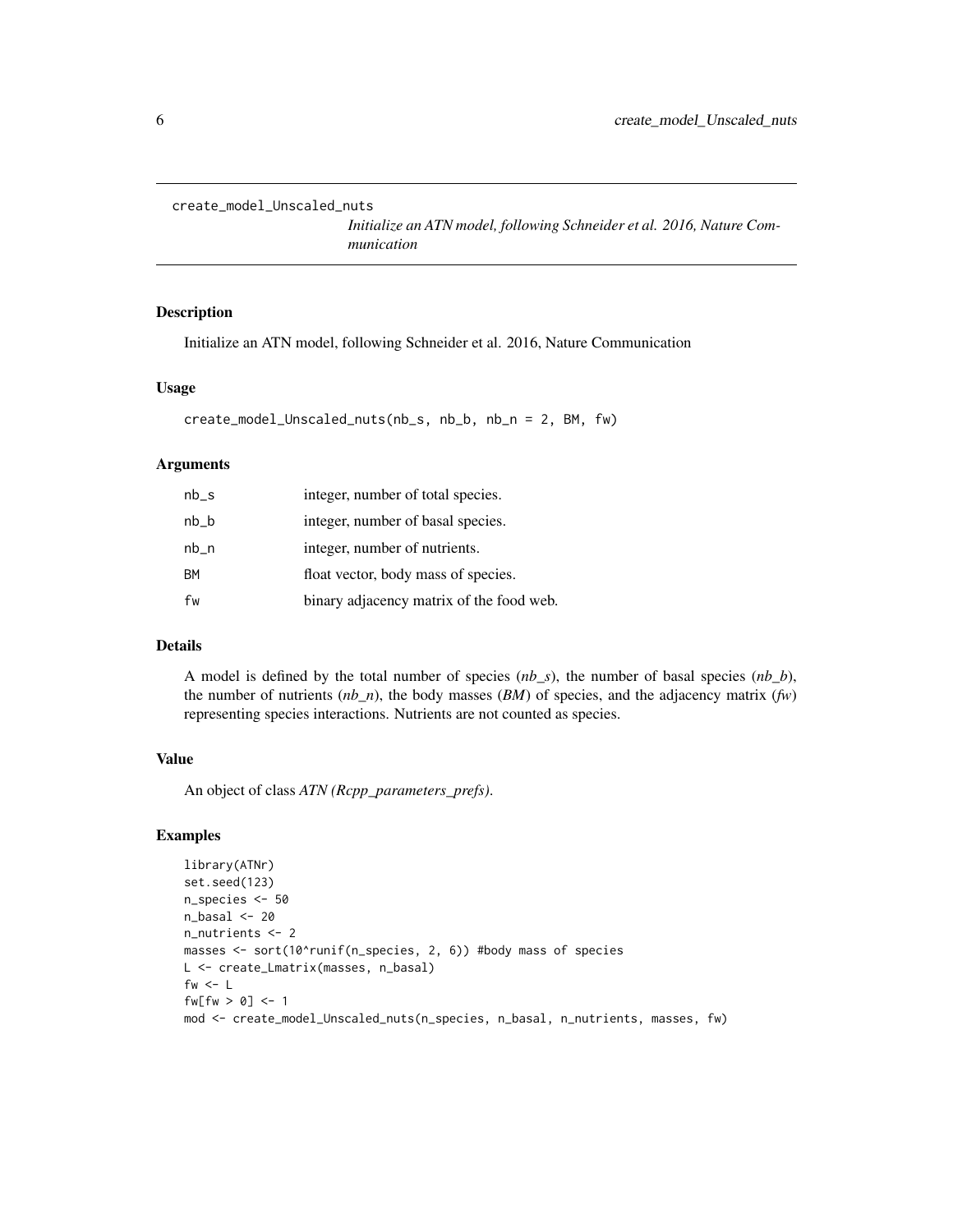create_model_Unscaled_nuts

*Initialize an ATN model, following Schneider et al. 2016, Nature Communication*

## Description

Initialize an ATN model, following Schneider et al. 2016, Nature Communication

## Usage

```
create_model_Unscaled_nuts(nb_s, nb_b, nb_n = 2, BM, fw)
```

## Arguments

| | |
|---|---|
| nb_s | integer, number of total species. |
| nb_b | integer, number of basal species. |
| nb_n | integer, number of nutrients. |
| BM | float vector, body mass of species. |
| fw | binary adjacency matrix of the food web. |

## Details

A model is defined by the total number of species (*nb_s*), the number of basal species (*nb_b*), the number of nutrients (*nb_n*), the body masses (*BM*) of species, and the adjacency matrix (*fw*) representing species interactions. Nutrients are not counted as species.

## Value

An object of class *ATN (Rcpp_parameters_prefs)*.

## Examples

```
library(ATNr)
set.seed(123)
n_species <- 50
n_basal <- 20
n_nutrients <- 2
masses <- sort(10^runif(n_species, 2, 6)) #body mass of species
L <- create_Lmatrix(masses, n_basal)
fw <- L
fw[fw > 0] <- 1
mod <- create_model_Unscaled_nuts(n_species, n_basal, n_nutrients, masses, fw)
```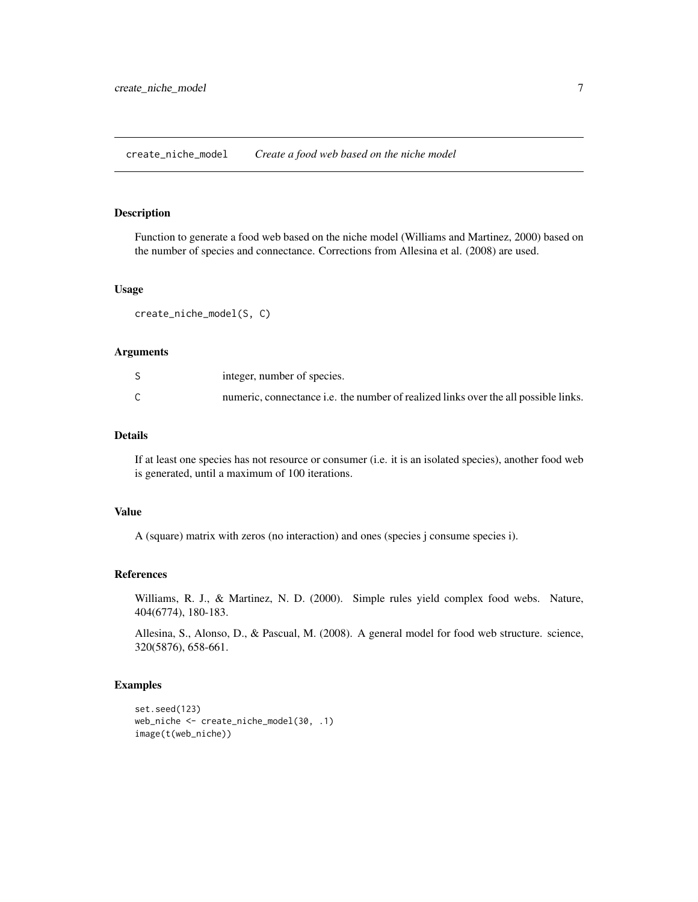## create_niche_model *Create a food web based on the niche model*

### Description

Function to generate a food web based on the niche model (Williams and Martinez, 2000) based on the number of species and connectance. Corrections from Allesina et al. (2008) are used.

### Usage

```
create_niche_model(S, C)
```

### Arguments

| | |
|---|---|
| S | integer, number of species. |
| C | numeric, connectance i.e. the number of realized links over the all possible links. |

### Details

If at least one species has not resource or consumer (i.e. it is an isolated species), another food web is generated, until a maximum of 100 iterations.

### Value

A (square) matrix with zeros (no interaction) and ones (species j consume species i).

### References

Williams, R. J., & Martinez, N. D. (2000). Simple rules yield complex food webs. Nature, 404(6774), 180-183.

Allesina, S., Alonso, D., & Pascual, M. (2008). A general model for food web structure. science, 320(5876), 658-661.

### Examples

```
set.seed(123)
web_niche <- create_niche_model(30, .1)
image(t(web_niche))
```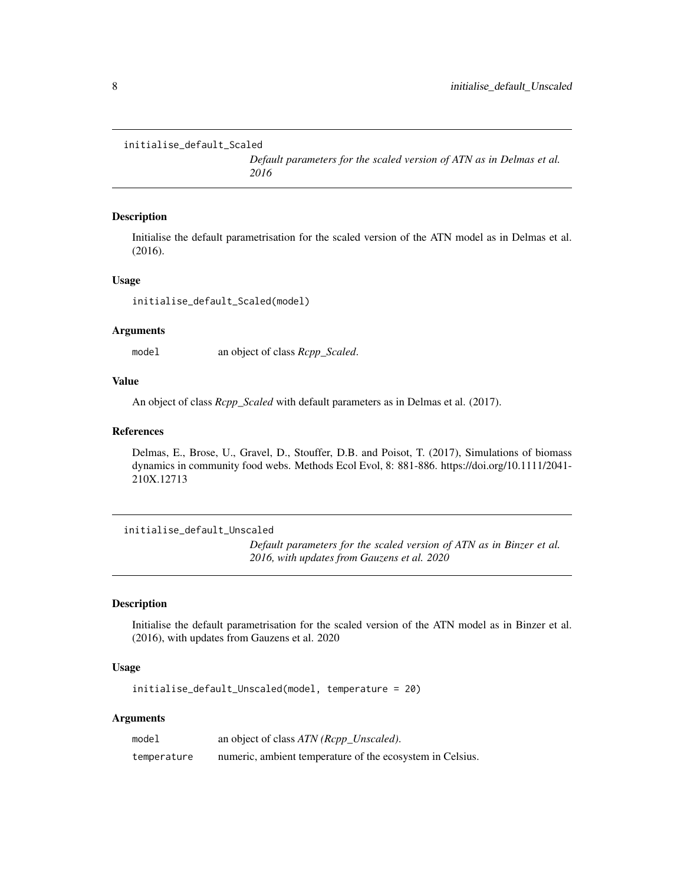## initialise_default_Scaled

*Default parameters for the scaled version of ATN as in Delmas et al. 2016*

### Description

Initialise the default parametrisation for the scaled version of the ATN model as in Delmas et al. (2016).

### Usage

```
initialise_default_Scaled(model)
```

### Arguments

| | |
|---|---|
| `model` | an object of class *Rcpp_Scaled*. |

### Value

An object of class *Rcpp_Scaled* with default parameters as in Delmas et al. (2017).

### References

Delmas, E., Brose, U., Gravel, D., Stouffer, D.B. and Poisot, T. (2017), Simulations of biomass dynamics in community food webs. Methods Ecol Evol, 8: 881-886. https://doi.org/10.1111/2041-210X.12713

## initialise_default_Unscaled

*Default parameters for the scaled version of ATN as in Binzer et al. 2016, with updates from Gauzens et al. 2020*

### Description

Initialise the default parametrisation for the scaled version of the ATN model as in Binzer et al. (2016), with updates from Gauzens et al. 2020

### Usage

```
initialise_default_Unscaled(model, temperature = 20)
```

### Arguments

| | |
|---|---|
| `model` | an object of class *ATN (Rcpp_Unscaled)*. |
| `temperature` | numeric, ambient temperature of the ecosystem in Celsius. |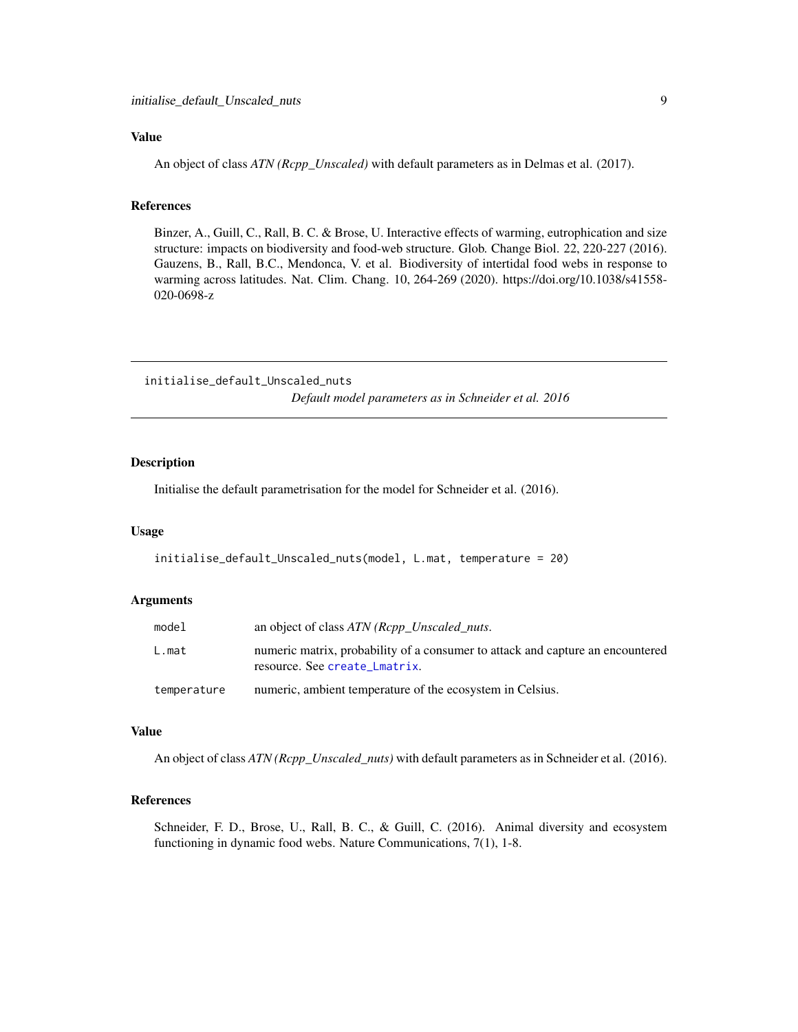## Value

An object of class *ATN (Rcpp_Unscaled)* with default parameters as in Delmas et al. (2017).

## References

Binzer, A., Guill, C., Rall, B. C. & Brose, U. Interactive effects of warming, eutrophication and size structure: impacts on biodiversity and food-web structure. Glob. Change Biol. 22, 220-227 (2016). Gauzens, B., Rall, B.C., Mendonca, V. et al. Biodiversity of intertidal food webs in response to warming across latitudes. Nat. Clim. Chang. 10, 264-269 (2020). https://doi.org/10.1038/s41558-020-0698-z

---

# initialise_default_Unscaled_nuts

*Default model parameters as in Schneider et al. 2016*

## Description

Initialise the default parametrisation for the model for Schneider et al. (2016).

## Usage

```
initialise_default_Unscaled_nuts(model, L.mat, temperature = 20)
```

## Arguments

| | |
|---|---|
| `model` | an object of class *ATN (Rcpp_Unscaled_nuts*. |
| `L.mat` | numeric matrix, probability of a consumer to attack and capture an encountered resource. See `create_Lmatrix`. |
| `temperature` | numeric, ambient temperature of the ecosystem in Celsius. |

## Value

An object of class *ATN (Rcpp_Unscaled_nuts)* with default parameters as in Schneider et al. (2016).

## References

Schneider, F. D., Brose, U., Rall, B. C., & Guill, C. (2016). Animal diversity and ecosystem functioning in dynamic food webs. Nature Communications, 7(1), 1-8.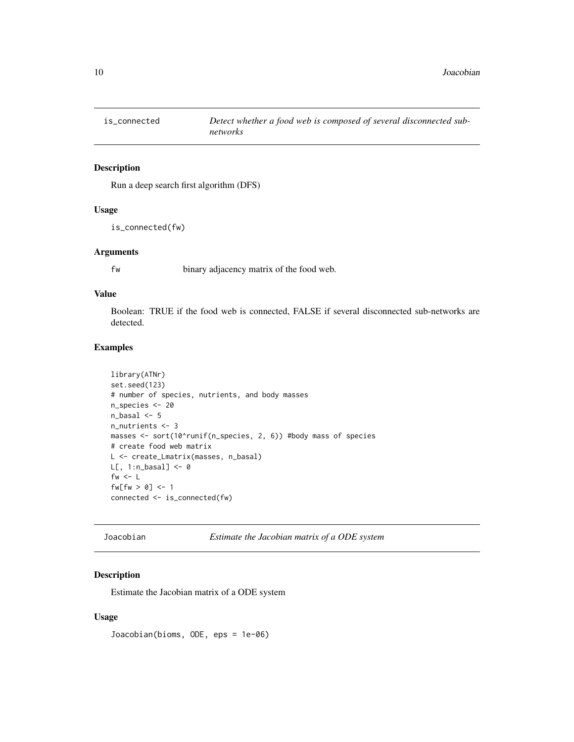## is_connected — *Detect whether a food web is composed of several disconnected sub-networks*

### Description

Run a deep search first algorithm (DFS)

### Usage

```
is_connected(fw)
```

### Arguments

| | |
|---|---|
| fw | binary adjacency matrix of the food web. |

### Value

Boolean: TRUE if the food web is connected, FALSE if several disconnected sub-networks are detected.

### Examples

```
library(ATNr)
set.seed(123)
# number of species, nutrients, and body masses
n_species <- 20
n_basal <- 5
n_nutrients <- 3
masses <- sort(10^runif(n_species, 2, 6)) #body mass of species
# create food web matrix
L <- create_Lmatrix(masses, n_basal)
L[, 1:n_basal] <- 0
fw <- L
fw[fw > 0] <- 1
connected <- is_connected(fw)
```

## Joacobian — *Estimate the Jacobian matrix of a ODE system*

### Description

Estimate the Jacobian matrix of a ODE system

### Usage

```
Joacobian(bioms, ODE, eps = 1e-06)
```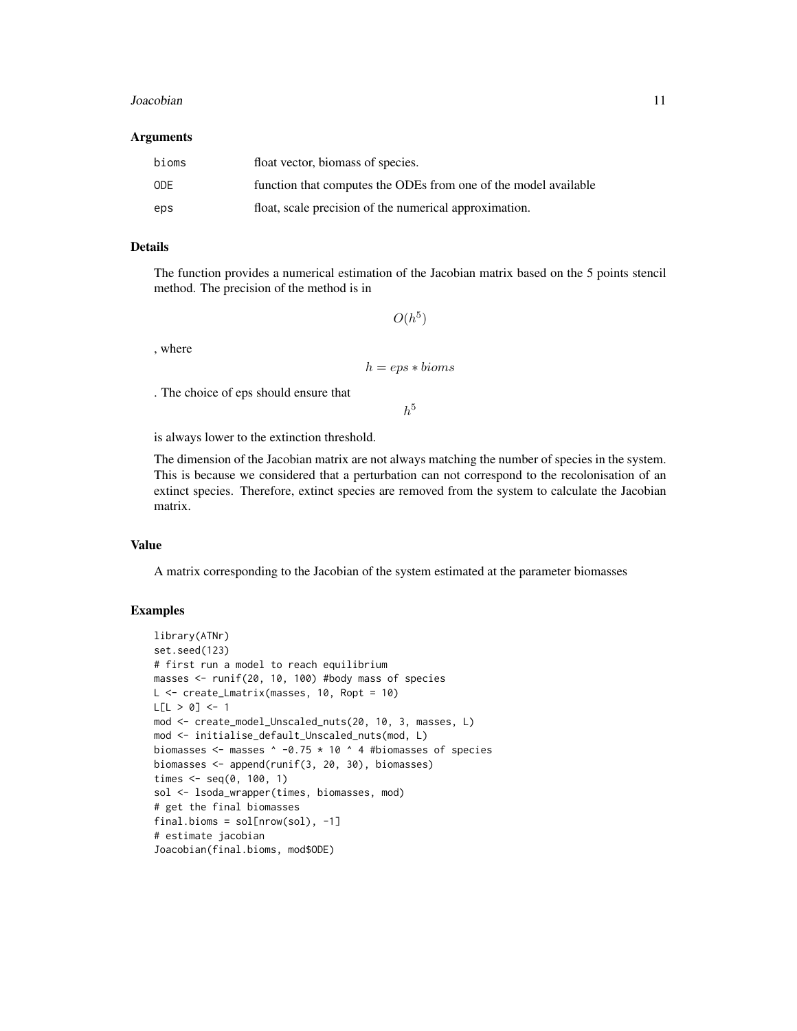### Arguments

| | |
|---|---|
| bioms | float vector, biomass of species. |
| ODE | function that computes the ODEs from one of the model available |
| eps | float, scale precision of the numerical approximation. |

### Details

The function provides a numerical estimation of the Jacobian matrix based on the 5 points stencil method. The precision of the method is in

$$O(h^5)$$

, where

$$h = eps * bioms$$

. The choice of eps should ensure that

$$h^5$$

is always lower to the extinction threshold.

The dimension of the Jacobian matrix are not always matching the number of species in the system. This is because we considered that a perturbation can not correspond to the recolonisation of an extinct species. Therefore, extinct species are removed from the system to calculate the Jacobian matrix.

### Value

A matrix corresponding to the Jacobian of the system estimated at the parameter biomasses

### Examples

```
library(ATNr)
set.seed(123)
# first run a model to reach equilibrium
masses <- runif(20, 10, 100) #body mass of species
L <- create_Lmatrix(masses, 10, Ropt = 10)
L[L > 0] <- 1
mod <- create_model_Unscaled_nuts(20, 10, 3, masses, L)
mod <- initialise_default_Unscaled_nuts(mod, L)
biomasses <- masses ^ -0.75 * 10 ^ 4 #biomasses of species
biomasses <- append(runif(3, 20, 30), biomasses)
times <- seq(0, 100, 1)
sol <- lsoda_wrapper(times, biomasses, mod)
# get the final biomasses
final.bioms = sol[nrow(sol), -1]
# estimate jacobian
Joacobian(final.bioms, mod$ODE)
```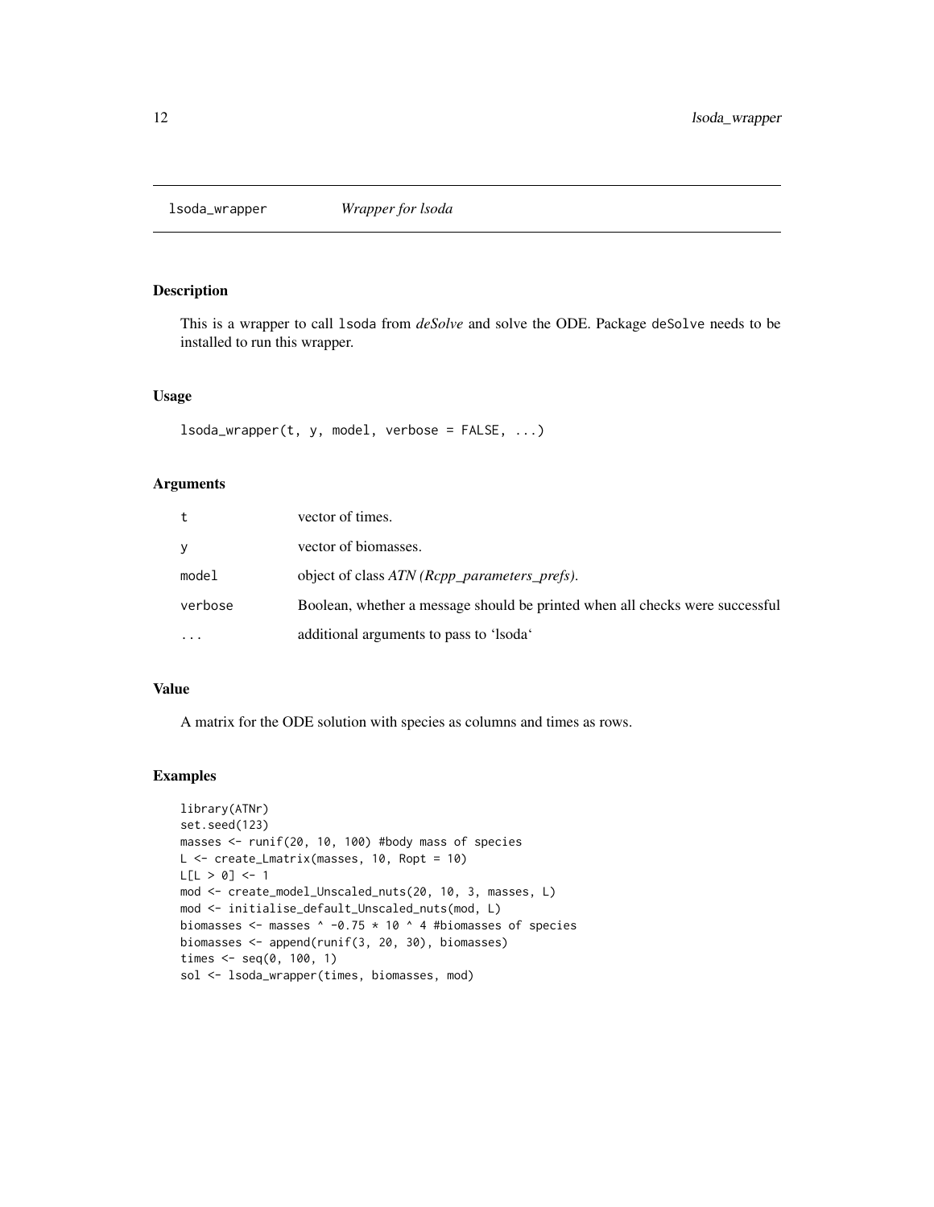## lsoda_wrapper — *Wrapper for lsoda*

### Description

This is a wrapper to call lsoda from *deSolve* and solve the ODE. Package deSolve needs to be installed to run this wrapper.

### Usage

```
lsoda_wrapper(t, y, model, verbose = FALSE, ...)
```

### Arguments

| | |
|---|---|
| t | vector of times. |
| y | vector of biomasses. |
| model | object of class *ATN (Rcpp_parameters_prefs)*. |
| verbose | Boolean, whether a message should be printed when all checks were successful |
| ... | additional arguments to pass to 'lsoda' |

### Value

A matrix for the ODE solution with species as columns and times as rows.

### Examples

```
library(ATNr)
set.seed(123)
masses <- runif(20, 10, 100) #body mass of species
L <- create_Lmatrix(masses, 10, Ropt = 10)
L[L > 0] <- 1
mod <- create_model_Unscaled_nuts(20, 10, 3, masses, L)
mod <- initialise_default_Unscaled_nuts(mod, L)
biomasses <- masses ^ -0.75 * 10 ^ 4 #biomasses of species
biomasses <- append(runif(3, 20, 30), biomasses)
times <- seq(0, 100, 1)
sol <- lsoda_wrapper(times, biomasses, mod)
```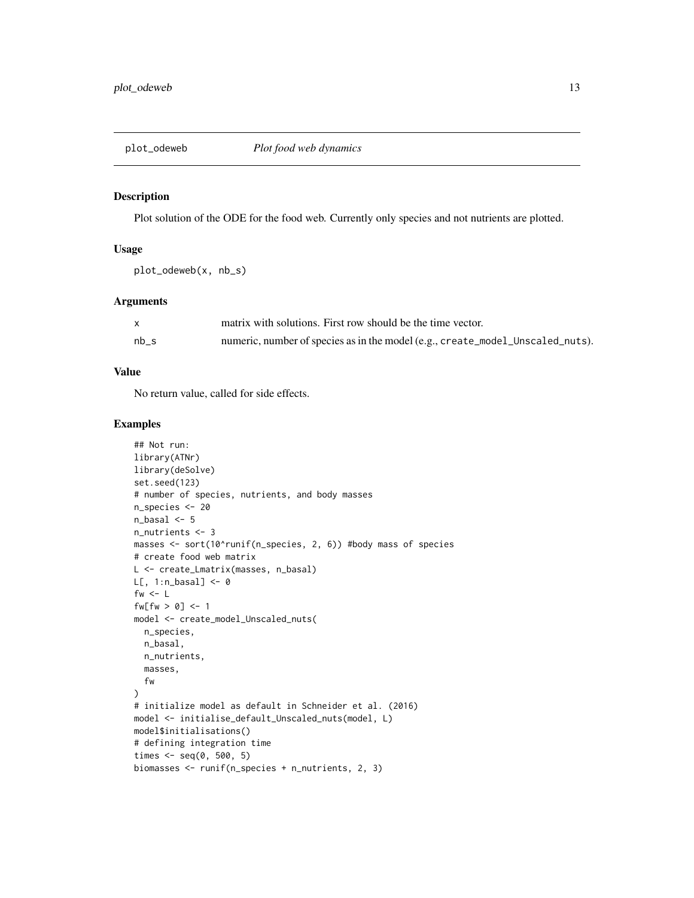## plot_odeweb *Plot food web dynamics*

### Description

Plot solution of the ODE for the food web. Currently only species and not nutrients are plotted.

### Usage

```
plot_odeweb(x, nb_s)
```

### Arguments

| | |
|---|---|
| x | matrix with solutions. First row should be the time vector. |
| nb_s | numeric, number of species as in the model (e.g., create_model_Unscaled_nuts). |

### Value

No return value, called for side effects.

### Examples

```
## Not run:
library(ATNr)
library(deSolve)
set.seed(123)
# number of species, nutrients, and body masses
n_species <- 20
n_basal <- 5
n_nutrients <- 3
masses <- sort(10^runif(n_species, 2, 6)) #body mass of species
# create food web matrix
L <- create_Lmatrix(masses, n_basal)
L[, 1:n_basal] <- 0
fw <- L
fw[fw > 0] <- 1
model <- create_model_Unscaled_nuts(
  n_species,
  n_basal,
  n_nutrients,
  masses,
  fw
)
# initialize model as default in Schneider et al. (2016)
model <- initialise_default_Unscaled_nuts(model, L)
model$initialisations()
# defining integration time
times <- seq(0, 500, 5)
biomasses <- runif(n_species + n_nutrients, 2, 3)
```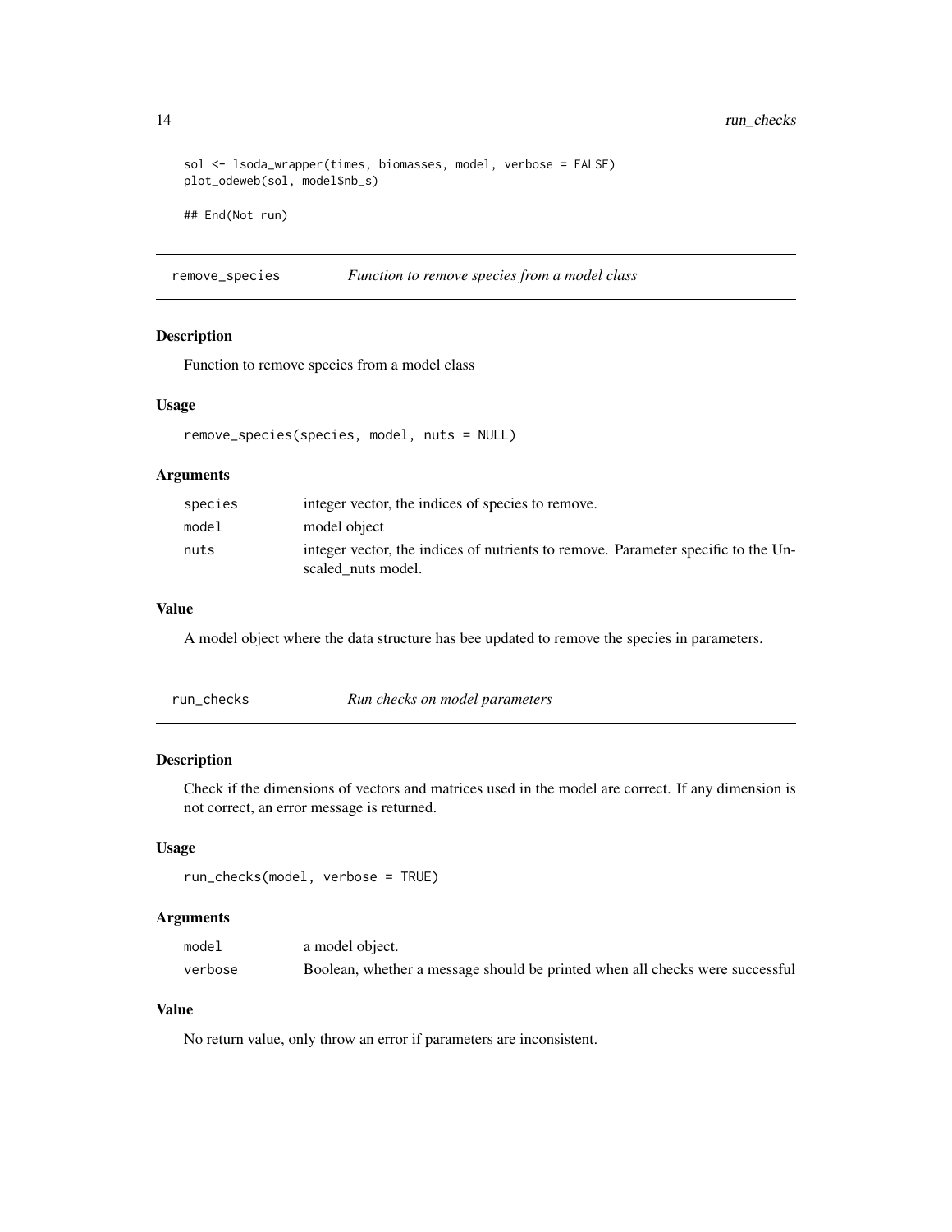```
sol <- lsoda_wrapper(times, biomasses, model, verbose = FALSE)
plot_odeweb(sol, model$nb_s)

## End(Not run)
```

## remove_species — *Function to remove species from a model class*

### Description

Function to remove species from a model class

### Usage

```
remove_species(species, model, nuts = NULL)
```

### Arguments

| | |
|---|---|
| species | integer vector, the indices of species to remove. |
| model | model object |
| nuts | integer vector, the indices of nutrients to remove. Parameter specific to the Unscaled_nuts model. |

### Value

A model object where the data structure has bee updated to remove the species in parameters.

## run_checks — *Run checks on model parameters*

### Description

Check if the dimensions of vectors and matrices used in the model are correct. If any dimension is not correct, an error message is returned.

### Usage

```
run_checks(model, verbose = TRUE)
```

### Arguments

| | |
|---|---|
| model | a model object. |
| verbose | Boolean, whether a message should be printed when all checks were successful |

### Value

No return value, only throw an error if parameters are inconsistent.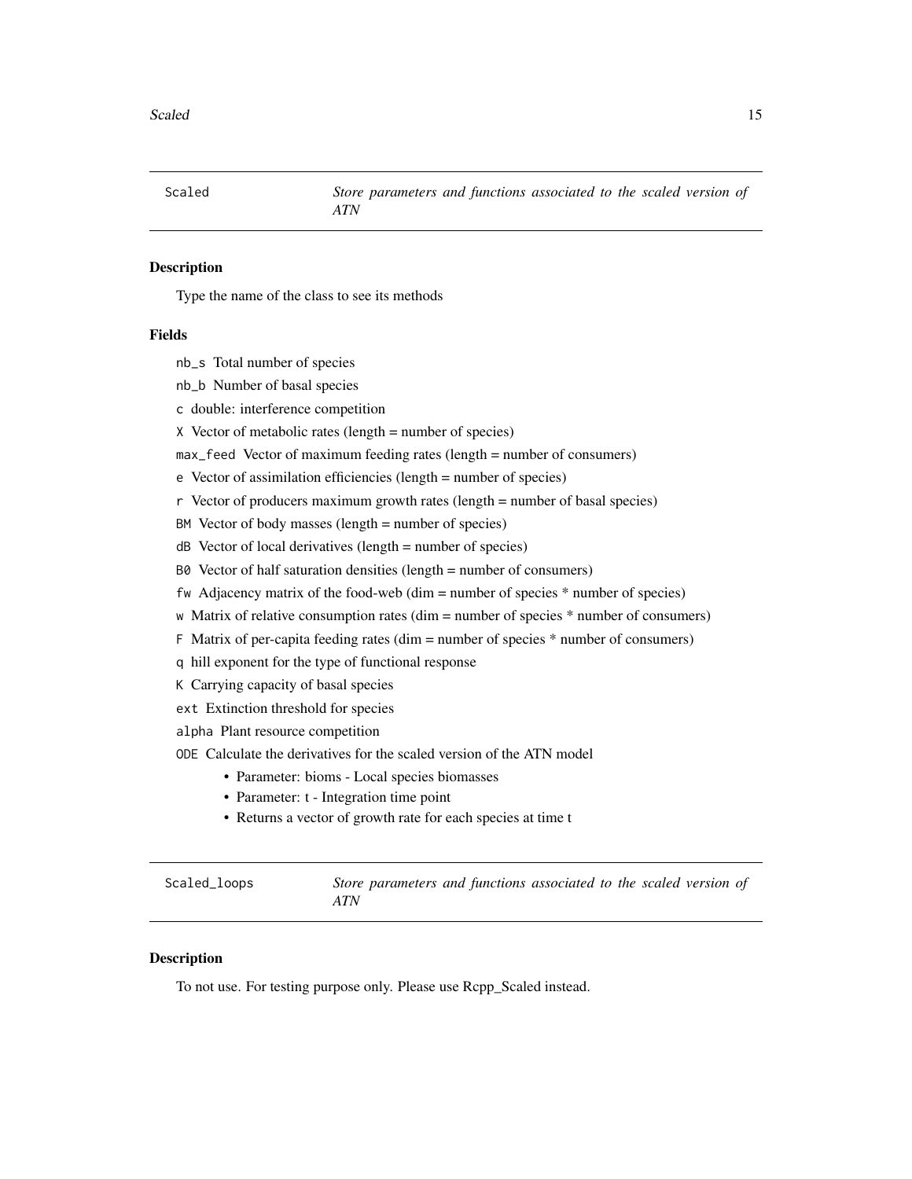## Scaled

*Store parameters and functions associated to the scaled version of ATN*

### Description

Type the name of the class to see its methods

### Fields

`nb_s` Total number of species

`nb_b` Number of basal species

`c` double: interference competition

`X` Vector of metabolic rates (length = number of species)

`max_feed` Vector of maximum feeding rates (length = number of consumers)

`e` Vector of assimilation efficiencies (length = number of species)

`r` Vector of producers maximum growth rates (length = number of basal species)

`BM` Vector of body masses (length = number of species)

`dB` Vector of local derivatives (length = number of species)

`B0` Vector of half saturation densities (length = number of consumers)

`fw` Adjacency matrix of the food-web (dim = number of species * number of species)

`w` Matrix of relative consumption rates (dim = number of species * number of consumers)

`F` Matrix of per-capita feeding rates (dim = number of species * number of consumers)

`q` hill exponent for the type of functional response

`K` Carrying capacity of basal species

`ext` Extinction threshold for species

`alpha` Plant resource competition

`ODE` Calculate the derivatives for the scaled version of the ATN model

- Parameter: bioms - Local species biomasses
- Parameter: t - Integration time point
- Returns a vector of growth rate for each species at time t

## Scaled_loops

*Store parameters and functions associated to the scaled version of ATN*

### Description

To not use. For testing purpose only. Please use Rcpp_Scaled instead.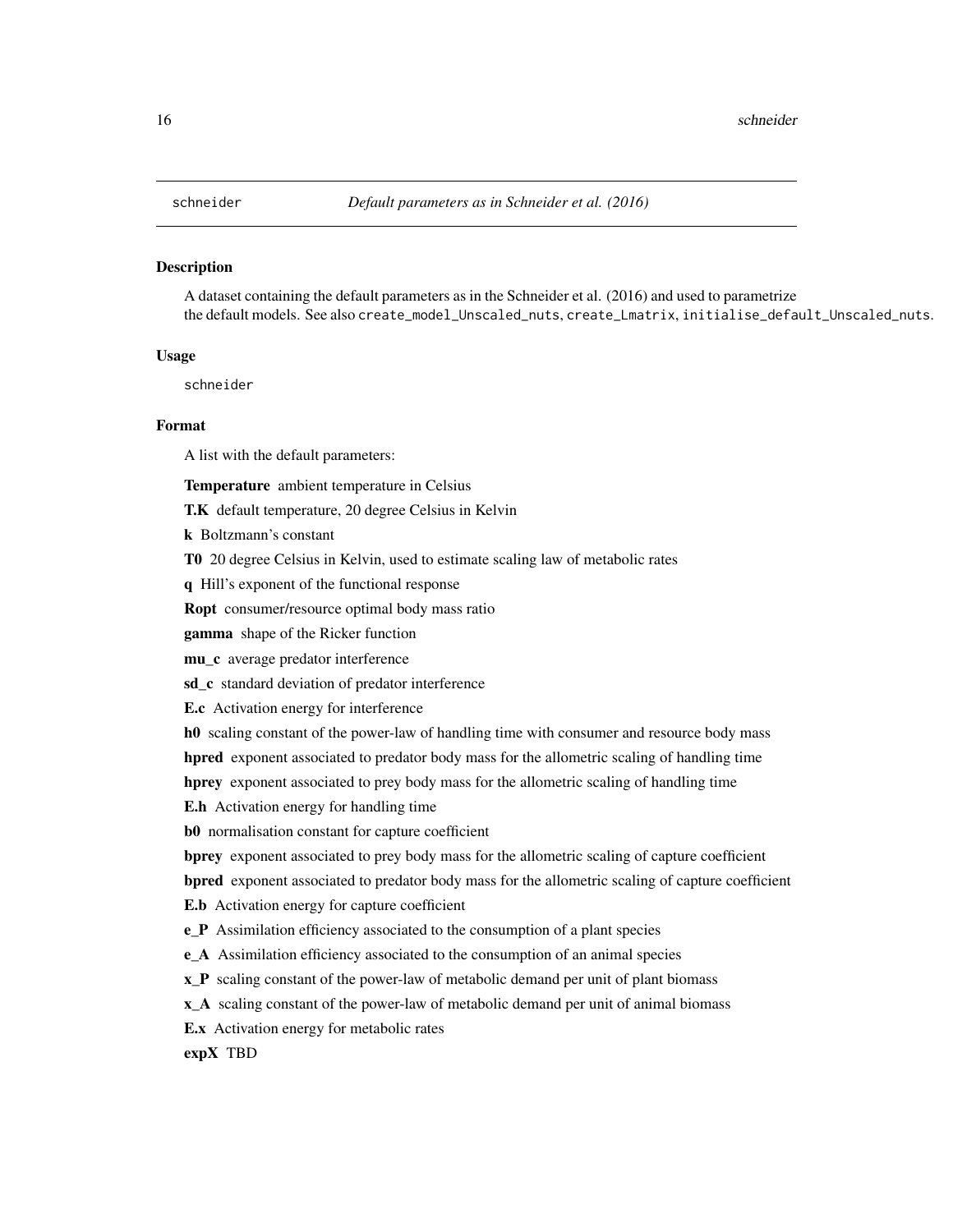# schneider — *Default parameters as in Schneider et al. (2016)*

## Description

A dataset containing the default parameters as in the Schneider et al. (2016) and used to parametrize the default models. See also `create_model_Unscaled_nuts`, `create_Lmatrix`, `initialise_default_Unscaled_nuts`.

## Usage

```
schneider
```

## Format

A list with the default parameters:

**Temperature** ambient temperature in Celsius

**T.K** default temperature, 20 degree Celsius in Kelvin

**k** Boltzmann's constant

**T0** 20 degree Celsius in Kelvin, used to estimate scaling law of metabolic rates

**q** Hill's exponent of the functional response

**Ropt** consumer/resource optimal body mass ratio

**gamma** shape of the Ricker function

**mu_c** average predator interference

**sd_c** standard deviation of predator interference

**E.c** Activation energy for interference

**h0** scaling constant of the power-law of handling time with consumer and resource body mass

**hpred** exponent associated to predator body mass for the allometric scaling of handling time

**hprey** exponent associated to prey body mass for the allometric scaling of handling time

**E.h** Activation energy for handling time

**b0** normalisation constant for capture coefficient

**bprey** exponent associated to prey body mass for the allometric scaling of capture coefficient

**bpred** exponent associated to predator body mass for the allometric scaling of capture coefficient

**E.b** Activation energy for capture coefficient

**e_P** Assimilation efficiency associated to the consumption of a plant species

**e_A** Assimilation efficiency associated to the consumption of an animal species

**x_P** scaling constant of the power-law of metabolic demand per unit of plant biomass

**x_A** scaling constant of the power-law of metabolic demand per unit of animal biomass

**E.x** Activation energy for metabolic rates

**expX** TBD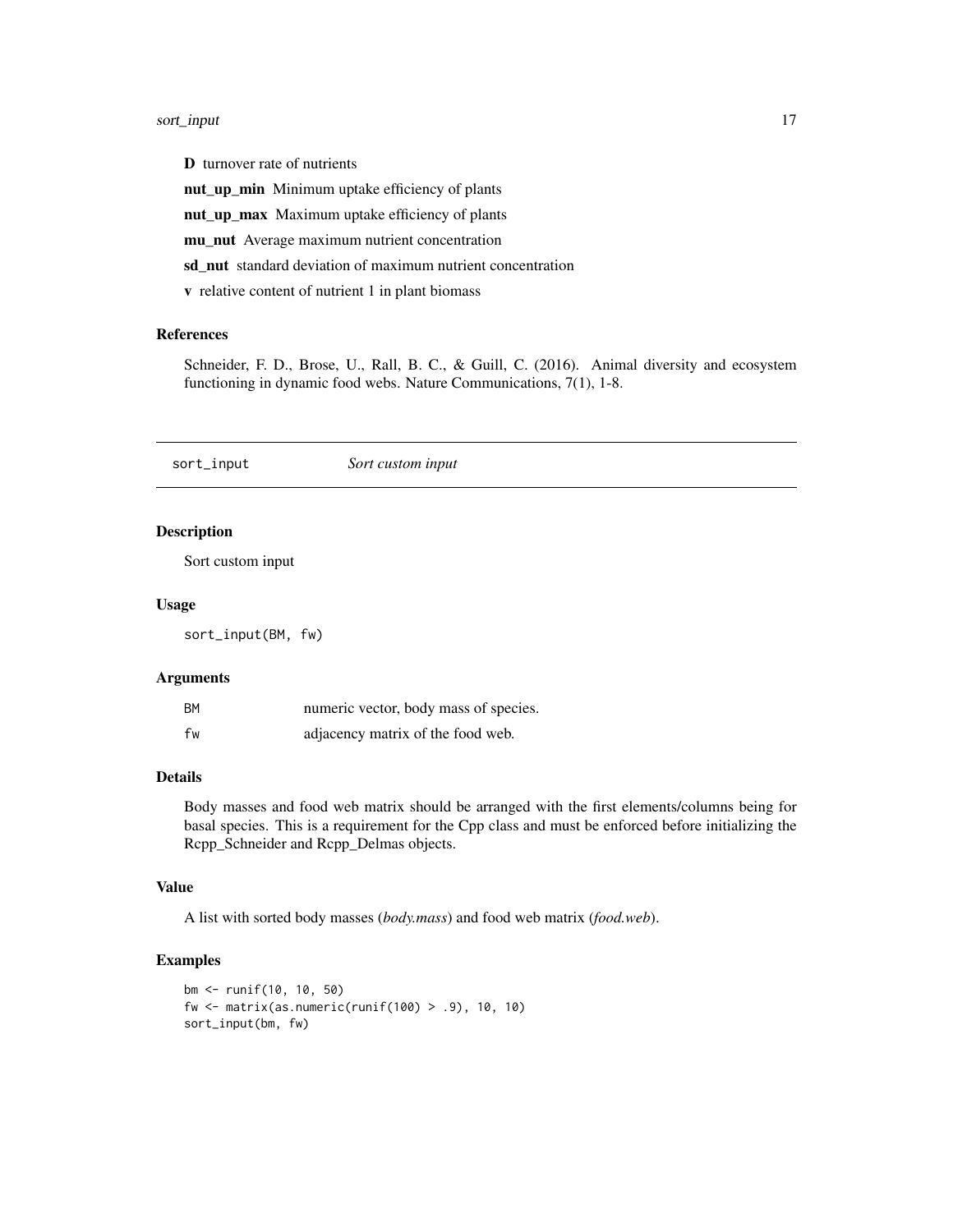**D** turnover rate of nutrients

**nut_up_min** Minimum uptake efficiency of plants

**nut_up_max** Maximum uptake efficiency of plants

**mu_nut** Average maximum nutrient concentration

**sd_nut** standard deviation of maximum nutrient concentration

**v** relative content of nutrient 1 in plant biomass

### References

Schneider, F. D., Brose, U., Rall, B. C., & Guill, C. (2016). Animal diversity and ecosystem functioning in dynamic food webs. Nature Communications, 7(1), 1-8.

---

## sort_input *Sort custom input*

### Description

Sort custom input

### Usage

```
sort_input(BM, fw)
```

### Arguments

| | |
|---|---|
| BM | numeric vector, body mass of species. |
| fw | adjacency matrix of the food web. |

### Details

Body masses and food web matrix should be arranged with the first elements/columns being for basal species. This is a requirement for the Cpp class and must be enforced before initializing the Rcpp_Schneider and Rcpp_Delmas objects.

### Value

A list with sorted body masses (*body.mass*) and food web matrix (*food.web*).

### Examples

```
bm <- runif(10, 10, 50)
fw <- matrix(as.numeric(runif(100) > .9), 10, 10)
sort_input(bm, fw)
```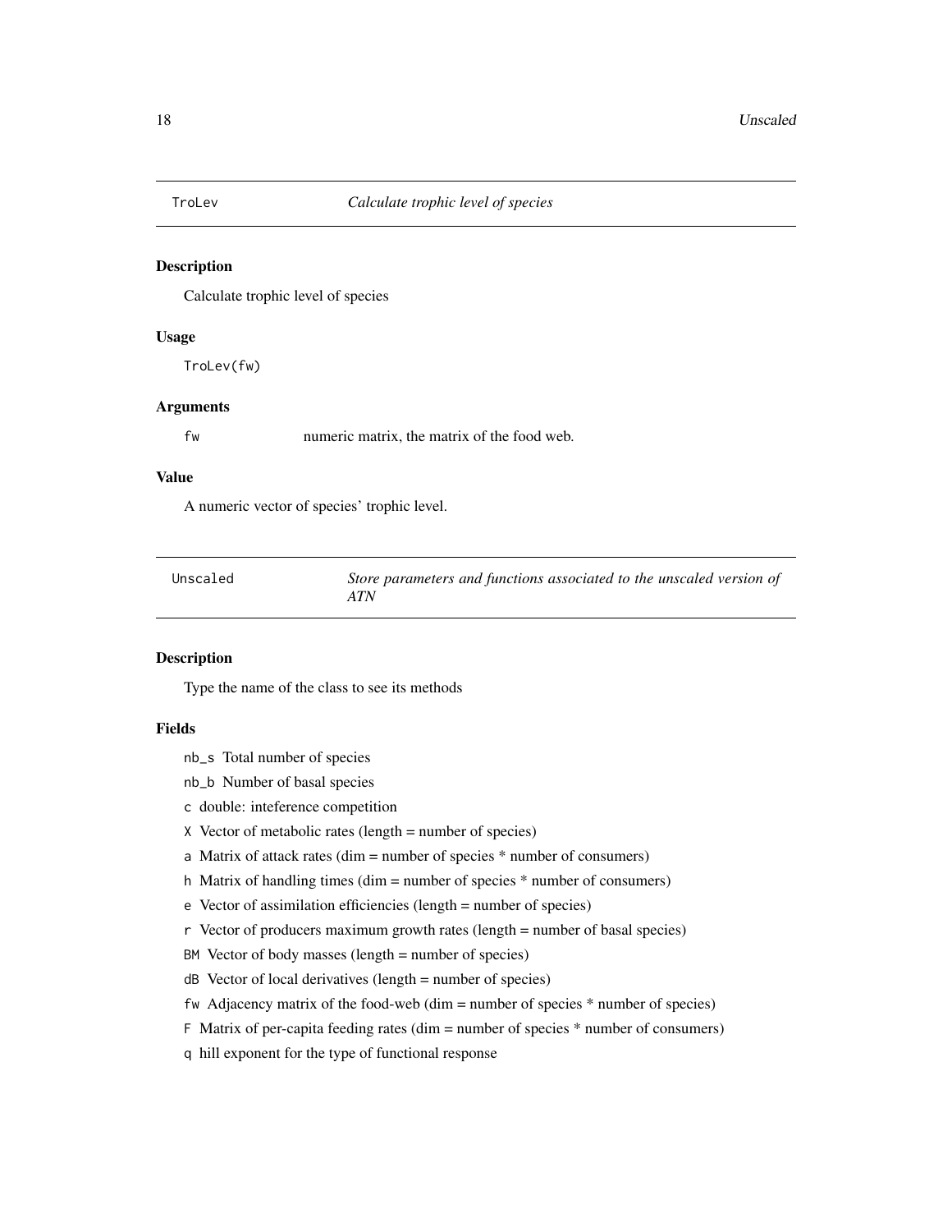## TroLev — *Calculate trophic level of species*

### Description

Calculate trophic level of species

### Usage

```
TroLev(fw)
```

### Arguments

`fw` numeric matrix, the matrix of the food web.

### Value

A numeric vector of species' trophic level.

## Unscaled — *Store parameters and functions associated to the unscaled version of ATN*

### Description

Type the name of the class to see its methods

### Fields

- `nb_s` Total number of species
- `nb_b` Number of basal species
- `c` double: inteference competition
- `X` Vector of metabolic rates (length = number of species)
- `a` Matrix of attack rates (dim = number of species * number of consumers)
- `h` Matrix of handling times (dim = number of species * number of consumers)
- `e` Vector of assimilation efficiencies (length = number of species)
- `r` Vector of producers maximum growth rates (length = number of basal species)
- `BM` Vector of body masses (length = number of species)
- `dB` Vector of local derivatives (length = number of species)
- `fw` Adjacency matrix of the food-web (dim = number of species * number of species)
- `F` Matrix of per-capita feeding rates (dim = number of species * number of consumers)
- `q` hill exponent for the type of functional response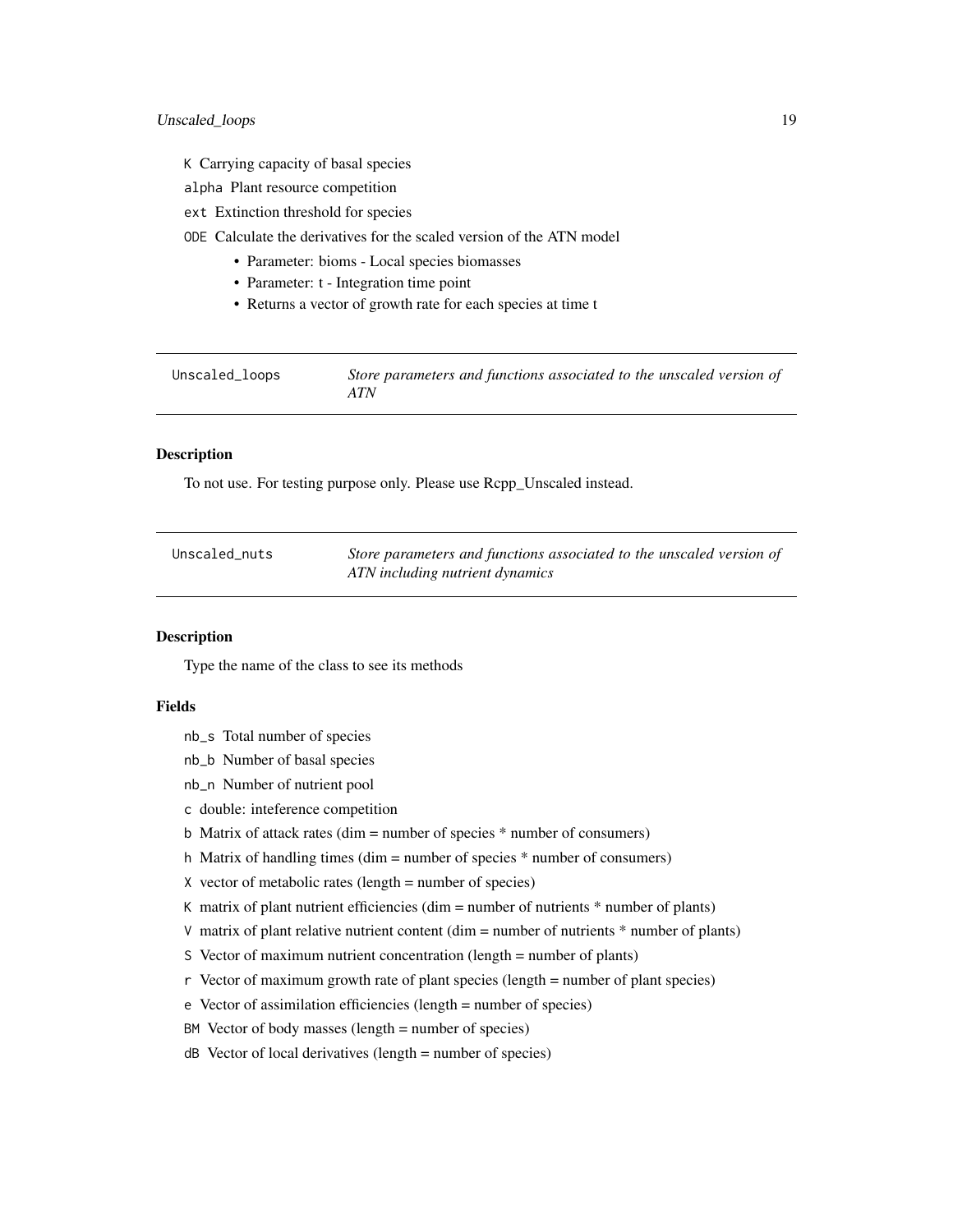`K` Carrying capacity of basal species

`alpha` Plant resource competition

`ext` Extinction threshold for species

`ODE` Calculate the derivatives for the scaled version of the ATN model

- Parameter: bioms - Local species biomasses
- Parameter: t - Integration time point
- Returns a vector of growth rate for each species at time t

---

## Unscaled_loops — *Store parameters and functions associated to the unscaled version of ATN*

### Description

To not use. For testing purpose only. Please use Rcpp_Unscaled instead.

---

## Unscaled_nuts — *Store parameters and functions associated to the unscaled version of ATN including nutrient dynamics*

### Description

Type the name of the class to see its methods

### Fields

`nb_s` Total number of species

`nb_b` Number of basal species

`nb_n` Number of nutrient pool

`c` double: inteference competition

`b` Matrix of attack rates (dim = number of species * number of consumers)

`h` Matrix of handling times (dim = number of species * number of consumers)

`X` vector of metabolic rates (length = number of species)

`K` matrix of plant nutrient efficiencies (dim = number of nutrients * number of plants)

`V` matrix of plant relative nutrient content (dim = number of nutrients * number of plants)

`S` Vector of maximum nutrient concentration (length = number of plants)

`r` Vector of maximum growth rate of plant species (length = number of plant species)

`e` Vector of assimilation efficiencies (length = number of species)

`BM` Vector of body masses (length = number of species)

`dB` Vector of local derivatives (length = number of species)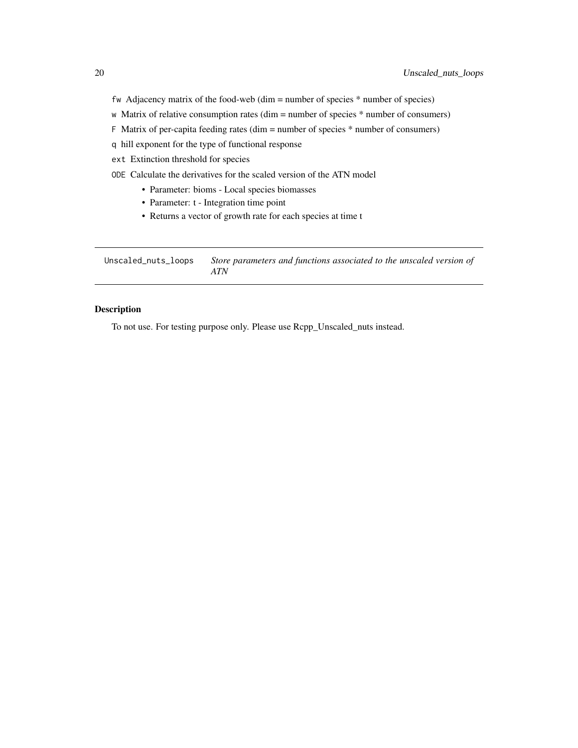- `fw` Adjacency matrix of the food-web (dim = number of species * number of species)
- `w` Matrix of relative consumption rates (dim = number of species * number of consumers)
- `F` Matrix of per-capita feeding rates (dim = number of species * number of consumers)
- `q` hill exponent for the type of functional response
- `ext` Extinction threshold for species
- `ODE` Calculate the derivatives for the scaled version of the ATN model
  - Parameter: bioms - Local species biomasses
  - Parameter: t - Integration time point
  - Returns a vector of growth rate for each species at time t

---

`Unscaled_nuts_loops` *Store parameters and functions associated to the unscaled version of ATN*

---

### Description

To not use. For testing purpose only. Please use Rcpp_Unscaled_nuts instead.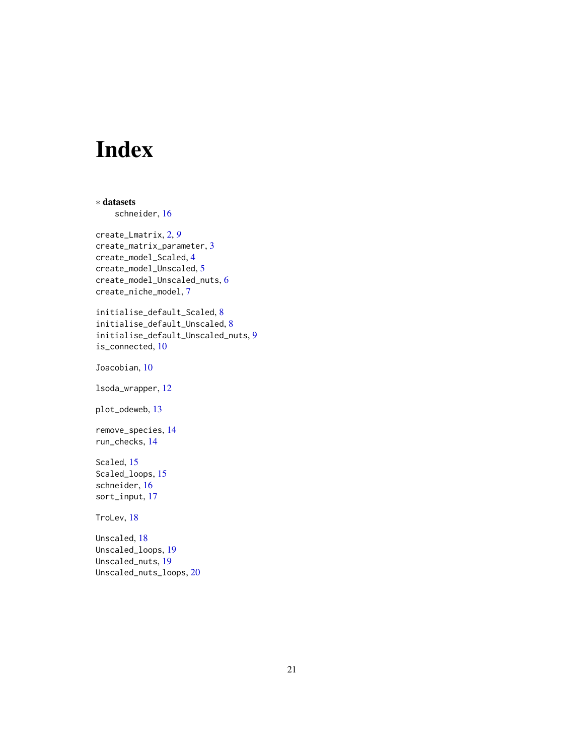# Index

∗ **datasets**
    schneider, 16

create_Lmatrix, 2, *9*
create_matrix_parameter, 3
create_model_Scaled, 4
create_model_Unscaled, 5
create_model_Unscaled_nuts, 6
create_niche_model, 7

initialise_default_Scaled, 8
initialise_default_Unscaled, 8
initialise_default_Unscaled_nuts, 9
is_connected, 10

Joacobian, 10

lsoda_wrapper, 12

plot_odeweb, 13

remove_species, 14
run_checks, 14

Scaled, 15
Scaled_loops, 15
schneider, 16
sort_input, 17

TroLev, 18

Unscaled, 18
Unscaled_loops, 19
Unscaled_nuts, 19
Unscaled_nuts_loops, 20